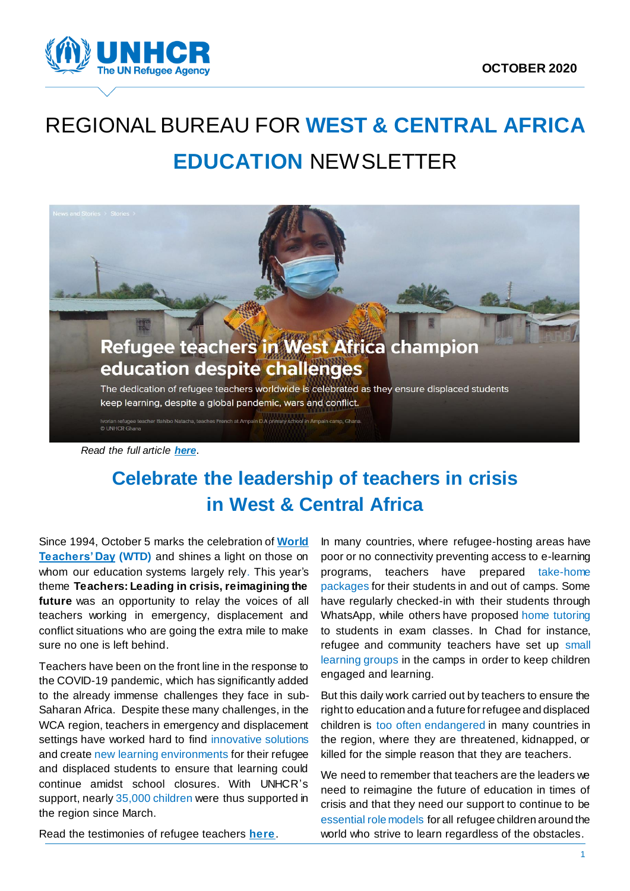OCTOBER 2020

# REGIONAL BUREAU FOR WEST & CENTRAL AFRICA EDUCATION NEWSLETTER

**Refugee teachers in West Africa champion education despite challenges**

The dedication of refugee teachers worldwide is celebrated as they ensure displaced students keep learning, despite a global pandemic, wars and conflict.

Ivorian refugee teacher Bahibo Natacha, teaches French at Ampain D.A primary school in Ampain camp, Ghana. © UNHCR Ghana

*Read the full article **here**.*

## Celebrate the leadership of teachers in crisis in West & Central Africa

Since 1994, October 5 marks the celebration of **World Teachers' Day (WTD)** and shines a light on those on whom our education systems largely rely. This year's theme **Teachers: Leading in crisis, reimagining the future** was an opportunity to relay the voices of all teachers working in emergency, displacement and conflict situations who are going the extra mile to make sure no one is left behind.

Teachers have been on the front line in the response to the COVID-19 pandemic, which has significantly added to the already immense challenges they face in sub-Saharan Africa. Despite these many challenges, in the WCA region, teachers in emergency and displacement settings have worked hard to find innovative solutions and create new learning environments for their refugee and displaced students to ensure that learning could continue amidst school closures. With UNHCR's support, nearly 35,000 children were thus supported in the region since March.

Read the testimonies of refugee teachers **here**.

In many countries, where refugee-hosting areas have poor or no connectivity preventing access to e-learning programs, teachers have prepared take-home packages for their students in and out of camps. Some have regularly checked-in with their students through WhatsApp, while others have proposed home tutoring to students in exam classes. In Chad for instance, refugee and community teachers have set up small learning groups in the camps in order to keep children engaged and learning.

But this daily work carried out by teachers to ensure the right to education and a future for refugee and displaced children is too often endangered in many countries in the region, where they are threatened, kidnapped, or killed for the simple reason that they are teachers.

We need to remember that teachers are the leaders we need to reimagine the future of education in times of crisis and that they need our support to continue to be essential role models for all refugee children around the world who strive to learn regardless of the obstacles.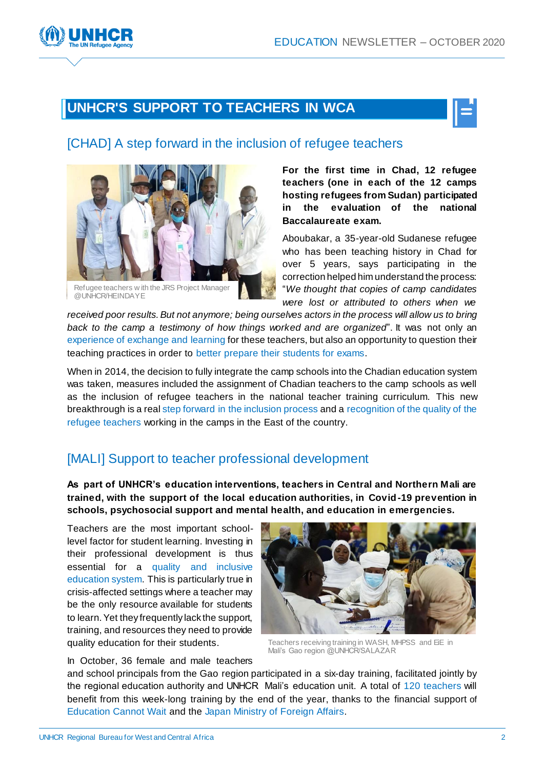## UNHCR'S SUPPORT TO TEACHERS IN WCA

### [CHAD] A step forward in the inclusion of refugee teachers

Refugee teachers with the JRS Project Manager @UNHCR/HEINDAYE

**For the first time in Chad, 12 refugee teachers (one in each of the 12 camps hosting refugees from Sudan) participated in the evaluation of the national Baccalaureate exam.**

Aboubakar, a 35-year-old Sudanese refugee who has been teaching history in Chad for over 5 years, says participating in the correction helped him understand the process: "*We thought that copies of camp candidates were lost or attributed to others when we received poor results. But not anymore; being ourselves actors in the process will allow us to bring back to the camp a testimony of how things worked and are organized*". It was not only an experience of exchange and learning for these teachers, but also an opportunity to question their teaching practices in order to better prepare their students for exams.

When in 2014, the decision to fully integrate the camp schools into the Chadian education system was taken, measures included the assignment of Chadian teachers to the camp schools as well as the inclusion of refugee teachers in the national teacher training curriculum. This new breakthrough is a real step forward in the inclusion process and a recognition of the quality of the refugee teachers working in the camps in the East of the country.

### [MALI] Support to teacher professional development

**As part of UNHCR's education interventions, teachers in Central and Northern Mali are trained, with the support of the local education authorities, in Covid-19 prevention in schools, psychosocial support and mental health, and education in emergencies.**

Teachers are the most important school-level factor for student learning. Investing in their professional development is thus essential for a quality and inclusive education system. This is particularly true in crisis-affected settings where a teacher may be the only resource available for students to learn. Yet they frequently lack the support, training, and resources they need to provide quality education for their students.

Teachers receiving training in WASH, MHPSS and EiE in Mali's Gao region @UNHCR/SALAZAR

In October, 36 female and male teachers and school principals from the Gao region participated in a six-day training, facilitated jointly by the regional education authority and UNHCR Mali's education unit. A total of 120 teachers will benefit from this week-long training by the end of the year, thanks to the financial support of Education Cannot Wait and the Japan Ministry of Foreign Affairs.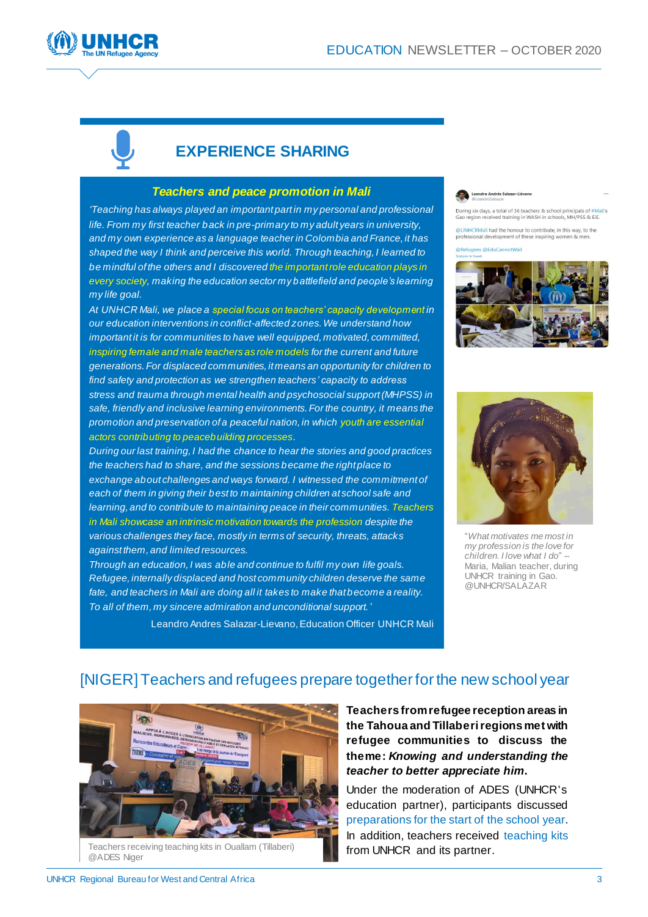## EXPERIENCE SHARING

### *Teachers and peace promotion in Mali*

*'Teaching has always played an important part in my personal and professional life. From my first teacher back in pre-primary to my adult years in university, and my own experience as a language teacher in Colombia and France, it has shaped the way I think and perceive this world. Through teaching, I learned to be mindful of the others and I discovered the important role education plays in every society, making the education sector my battlefield and people's learning my life goal.*

*At UNHCR Mali, we place a special focus on teachers' capacity development in our education interventions in conflict-affected zones. We understand how important it is for communities to have well equipped, motivated, committed, inspiring female and male teachers as role models for the current and future generations. For displaced communities, it means an opportunity for children to find safety and protection as we strengthen teachers' capacity to address stress and trauma through mental health and psychosocial support (MHPSS) in safe, friendly and inclusive learning environments. For the country, it means the promotion and preservation of a peaceful nation, in which youth are essential actors contributing to peacebuilding processes.*

*During our last training, I had the chance to hear the stories and good practices the teachers had to share, and the sessions became the right place to exchange about challenges and ways forward. I witnessed the commitment of each of them in giving their best to maintaining children at school safe and learning, and to contribute to maintaining peace in their communities. Teachers in Mali showcase an intrinsic motivation towards the profession despite the various challenges they face, mostly in terms of security, threats, attacks against them, and limited resources.*

*Through an education, I was able and continue to fulfil my own life goals. Refugee, internally displaced and host community children deserve the same fate, and teachers in Mali are doing all it takes to make that become a reality. To all of them, my sincere admiration and unconditional support.'*

Leandro Andres Salazar-Lievano, Education Officer UNHCR Mali

"*What motivates me most in my profession is the love for children. I love what I do*" – Maria, Malian teacher, during UNHCR training in Gao. @UNHCR/SALAZAR

## [NIGER] Teachers and refugees prepare together for the new school year

Teachers receiving teaching kits in Ouallam (Tillaberi) @ADES Niger

**Teachers from refugee reception areas in the Tahoua and Tillaberi regions met with refugee communities to discuss the theme: *Knowing and understanding the teacher to better appreciate him*.**

Under the moderation of ADES (UNHCR's education partner), participants discussed preparations for the start of the school year. In addition, teachers received teaching kits from UNHCR and its partner.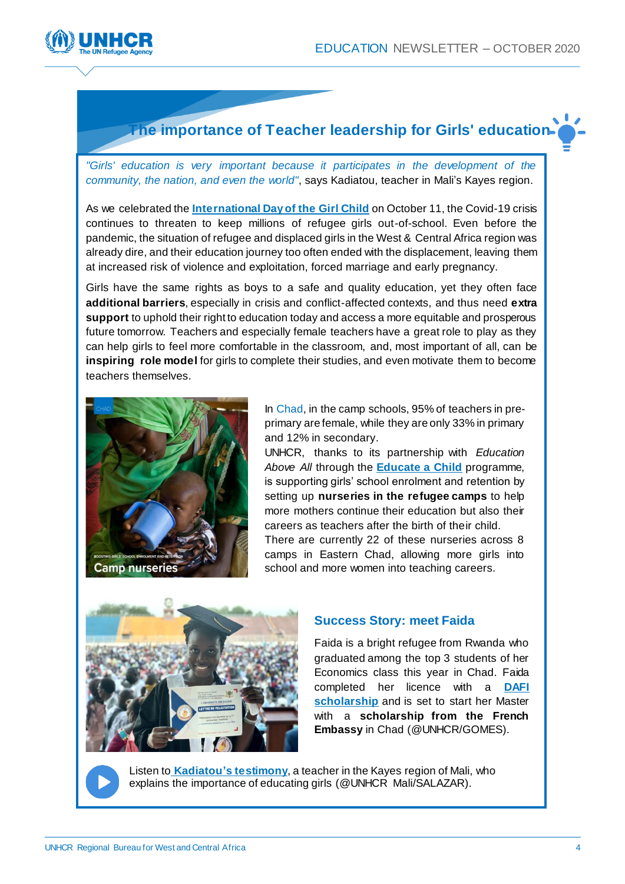## The importance of Teacher leadership for Girls' education

*"Girls' education is very important because it participates in the development of the community, the nation, and even the world"*, says Kadiatou, teacher in Mali's Kayes region.

As we celebrated the **International Day of the Girl Child** on October 11, the Covid-19 crisis continues to threaten to keep millions of refugee girls out-of-school. Even before the pandemic, the situation of refugee and displaced girls in the West & Central Africa region was already dire, and their education journey too often ended with the displacement, leaving them at increased risk of violence and exploitation, forced marriage and early pregnancy.

Girls have the same rights as boys to a safe and quality education, yet they often face **additional barriers**, especially in crisis and conflict-affected contexts, and thus need **extra support** to uphold their right to education today and access a more equitable and prosperous future tomorrow. Teachers and especially female teachers have a great role to play as they can help girls to feel more comfortable in the classroom, and, most important of all, can be **inspiring role model** for girls to complete their studies, and even motivate them to become teachers themselves.

In Chad, in the camp schools, 95% of teachers in pre-primary are female, while they are only 33% in primary and 12% in secondary.

UNHCR, thanks to its partnership with *Education Above All* through the **Educate a Child** programme, is supporting girls' school enrolment and retention by setting up **nurseries in the refugee camps** to help more mothers continue their education but also their careers as teachers after the birth of their child.

There are currently 22 of these nurseries across 8 camps in Eastern Chad, allowing more girls into school and more women into teaching careers.

### Success Story: meet Faida

Faida is a bright refugee from Rwanda who graduated among the top 3 students of her Economics class this year in Chad. Faida completed her licence with a **DAFI scholarship** and is set to start her Master with a **scholarship from the French Embassy** in Chad (@UNHCR/GOMES).

Listen to **Kadiatou's testimony**, a teacher in the Kayes region of Mali, who explains the importance of educating girls (@UNHCR Mali/SALAZAR).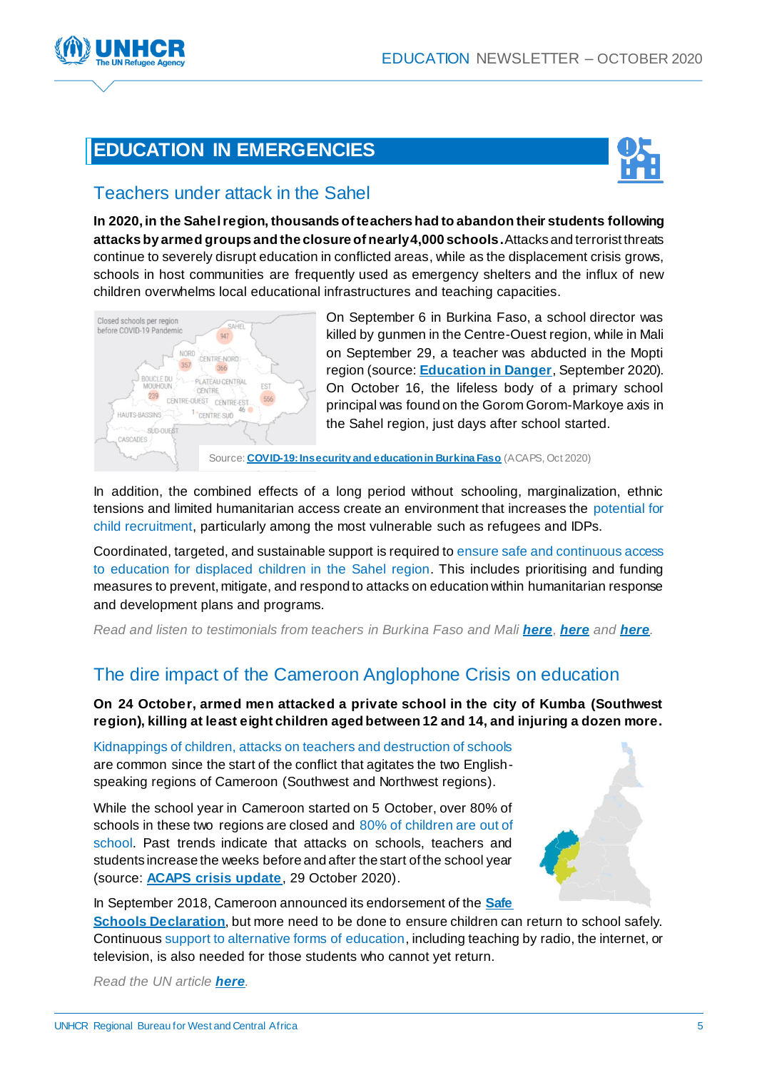## EDUCATION IN EMERGENCIES

### Teachers under attack in the Sahel

**In 2020, in the Sahel region, thousands of teachers had to abandon their students following attacks by armed groups and the closure of nearly 4,000 schools.** Attacks and terrorist threats continue to severely disrupt education in conflicted areas, while as the displacement crisis grows, schools in host communities are frequently used as emergency shelters and the influx of new children overwhelms local educational infrastructures and teaching capacities.

On September 6 in Burkina Faso, a school director was killed by gunmen in the Centre-Ouest region, while in Mali on September 29, a teacher was abducted in the Mopti region (source: **Education in Danger**, September 2020). On October 16, the lifeless body of a primary school principal was found on the Gorom Gorom-Markoye axis in the Sahel region, just days after school started.

Source: **COVID-19: Insecurity and education in Burkina Faso** (ACAPS, Oct 2020)

In addition, the combined effects of a long period without schooling, marginalization, ethnic tensions and limited humanitarian access create an environment that increases the potential for child recruitment, particularly among the most vulnerable such as refugees and IDPs.

Coordinated, targeted, and sustainable support is required to ensure safe and continuous access to education for displaced children in the Sahel region. This includes prioritising and funding measures to prevent, mitigate, and respond to attacks on education within humanitarian response and development plans and programs.

*Read and listen to testimonials from teachers in Burkina Faso and Mali **here**, **here** and **here**.*

### The dire impact of the Cameroon Anglophone Crisis on education

**On 24 October, armed men attacked a private school in the city of Kumba (Southwest region), killing at least eight children aged between 12 and 14, and injuring a dozen more.**

Kidnappings of children, attacks on teachers and destruction of schools are common since the start of the conflict that agitates the two English-speaking regions of Cameroon (Southwest and Northwest regions).

While the school year in Cameroon started on 5 October, over 80% of schools in these two regions are closed and 80% of children are out of school. Past trends indicate that attacks on schools, teachers and students increase the weeks before and after the start of the school year (source: **ACAPS crisis update**, 29 October 2020).

In September 2018, Cameroon announced its endorsement of the **Safe Schools Declaration**, but more need to be done to ensure children can return to school safely. Continuous support to alternative forms of education, including teaching by radio, the internet, or television, is also needed for those students who cannot yet return.

*Read the UN article **here**.*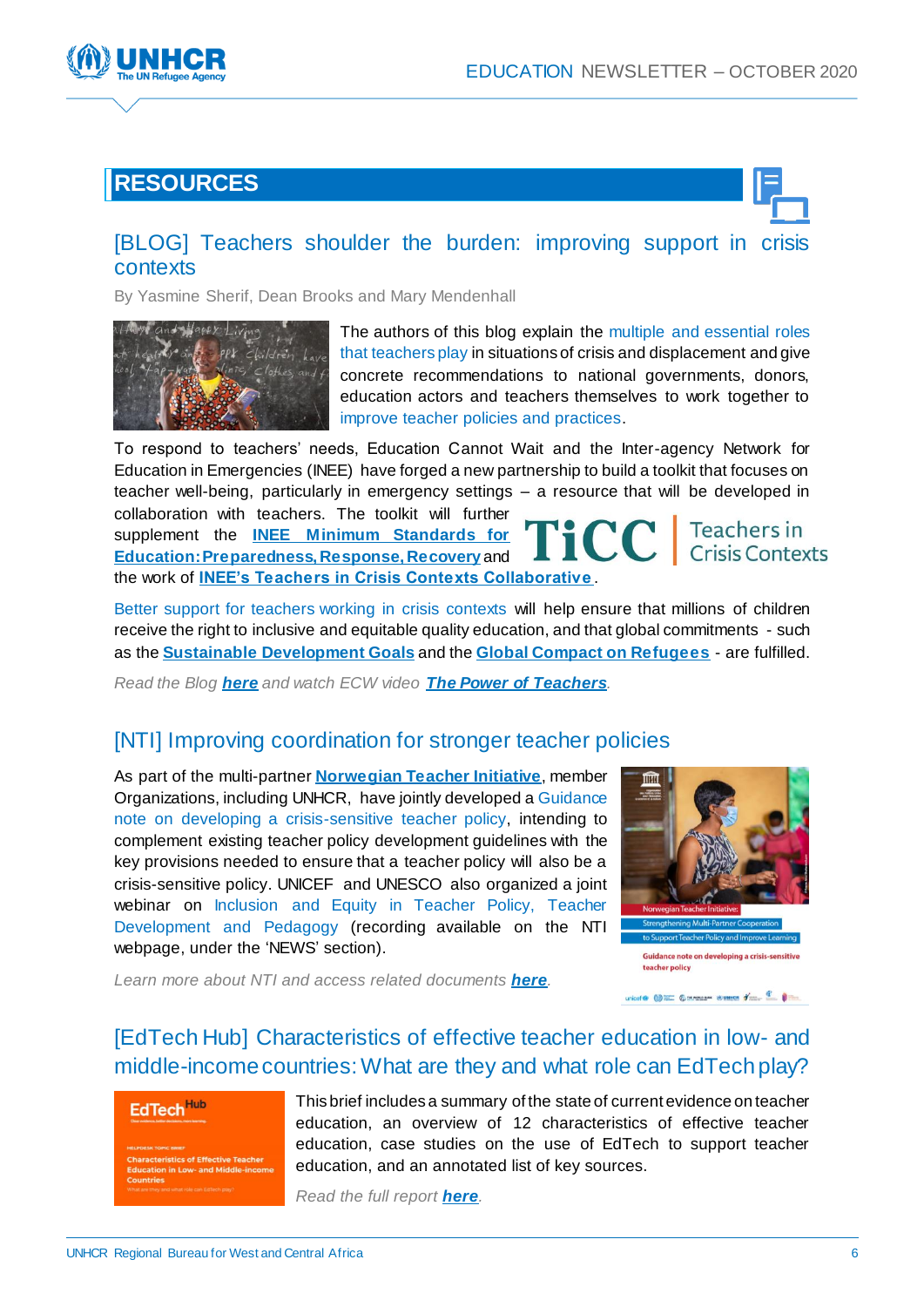## RESOURCES

### [BLOG] Teachers shoulder the burden: improving support in crisis contexts

By Yasmine Sherif, Dean Brooks and Mary Mendenhall

The authors of this blog explain the multiple and essential roles that teachers play in situations of crisis and displacement and give concrete recommendations to national governments, donors, education actors and teachers themselves to work together to improve teacher policies and practices.

To respond to teachers' needs, Education Cannot Wait and the Inter-agency Network for Education in Emergencies (INEE) have forged a new partnership to build a toolkit that focuses on teacher well-being, particularly in emergency settings – a resource that will be developed in collaboration with teachers. The toolkit will further supplement the **INEE Minimum Standards for Education: Preparedness, Response, Recovery** and the work of **INEE's Teachers in Crisis Contexts Collaborative**.

TiCC | Teachers in Crisis Contexts

Better support for teachers working in crisis contexts will help ensure that millions of children receive the right to inclusive and equitable quality education, and that global commitments - such as the **Sustainable Development Goals** and the **Global Compact on Refugees** - are fulfilled.

*Read the Blog **here** and watch ECW video **The Power of Teachers**.*

### [NTI] Improving coordination for stronger teacher policies

As part of the multi-partner **Norwegian Teacher Initiative**, member Organizations, including UNHCR, have jointly developed a Guidance note on developing a crisis-sensitive teacher policy, intending to complement existing teacher policy development guidelines with the key provisions needed to ensure that a teacher policy will also be a crisis-sensitive policy. UNICEF and UNESCO also organized a joint webinar on Inclusion and Equity in Teacher Policy, Teacher Development and Pedagogy (recording available on the NTI webpage, under the 'NEWS' section).

*Learn more about NTI and access related documents **here**.*

### [EdTech Hub] Characteristics of effective teacher education in low- and middle-income countries: What are they and what role can EdTech play?

This brief includes a summary of the state of current evidence on teacher education, an overview of 12 characteristics of effective teacher education, case studies on the use of EdTech to support teacher education, and an annotated list of key sources.

*Read the full report **here**.*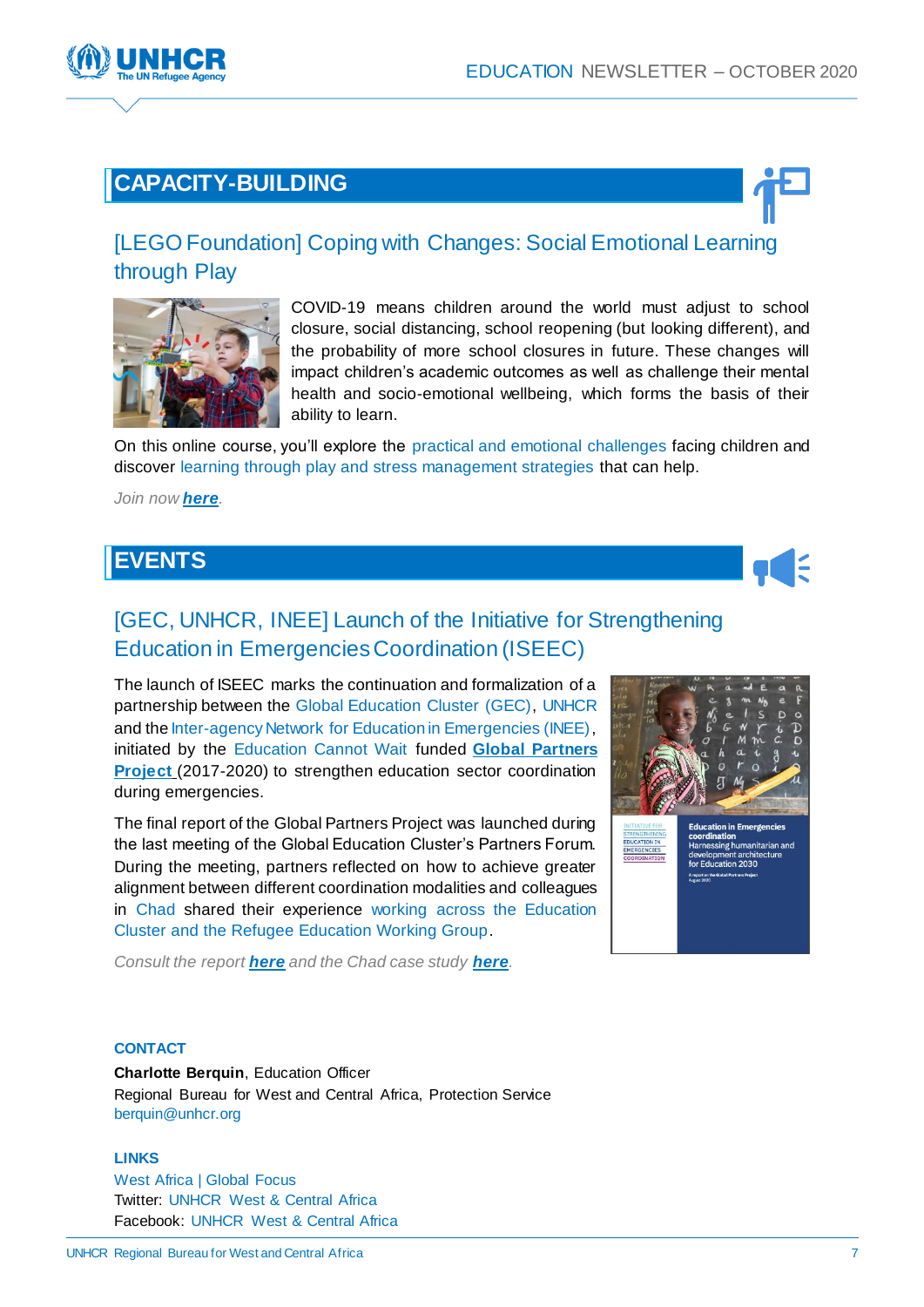## CAPACITY-BUILDING

### [LEGO Foundation] Coping with Changes: Social Emotional Learning through Play

COVID-19 means children around the world must adjust to school closure, social distancing, school reopening (but looking different), and the probability of more school closures in future. These changes will impact children's academic outcomes as well as challenge their mental health and socio-emotional wellbeing, which forms the basis of their ability to learn.

On this online course, you'll explore the practical and emotional challenges facing children and discover learning through play and stress management strategies that can help.

*Join now **here**.*

## EVENTS

### [GEC, UNHCR, INEE] Launch of the Initiative for Strengthening Education in Emergencies Coordination (ISEEC)

The launch of ISEEC marks the continuation and formalization of a partnership between the Global Education Cluster (GEC), UNHCR and the Inter-agency Network for Education in Emergencies (INEE), initiated by the Education Cannot Wait funded **Global Partners Project** (2017-2020) to strengthen education sector coordination during emergencies.

The final report of the Global Partners Project was launched during the last meeting of the Global Education Cluster's Partners Forum. During the meeting, partners reflected on how to achieve greater alignment between different coordination modalities and colleagues in Chad shared their experience working across the Education Cluster and the Refugee Education Working Group.

*Consult the report **here** and the Chad case study **here**.*

**CONTACT**

**Charlotte Berquin**, Education Officer
Regional Bureau for West and Central Africa, Protection Service
berquin@unhcr.org

**LINKS**

West Africa | Global Focus
Twitter: UNHCR West & Central Africa
Facebook: UNHCR West & Central Africa